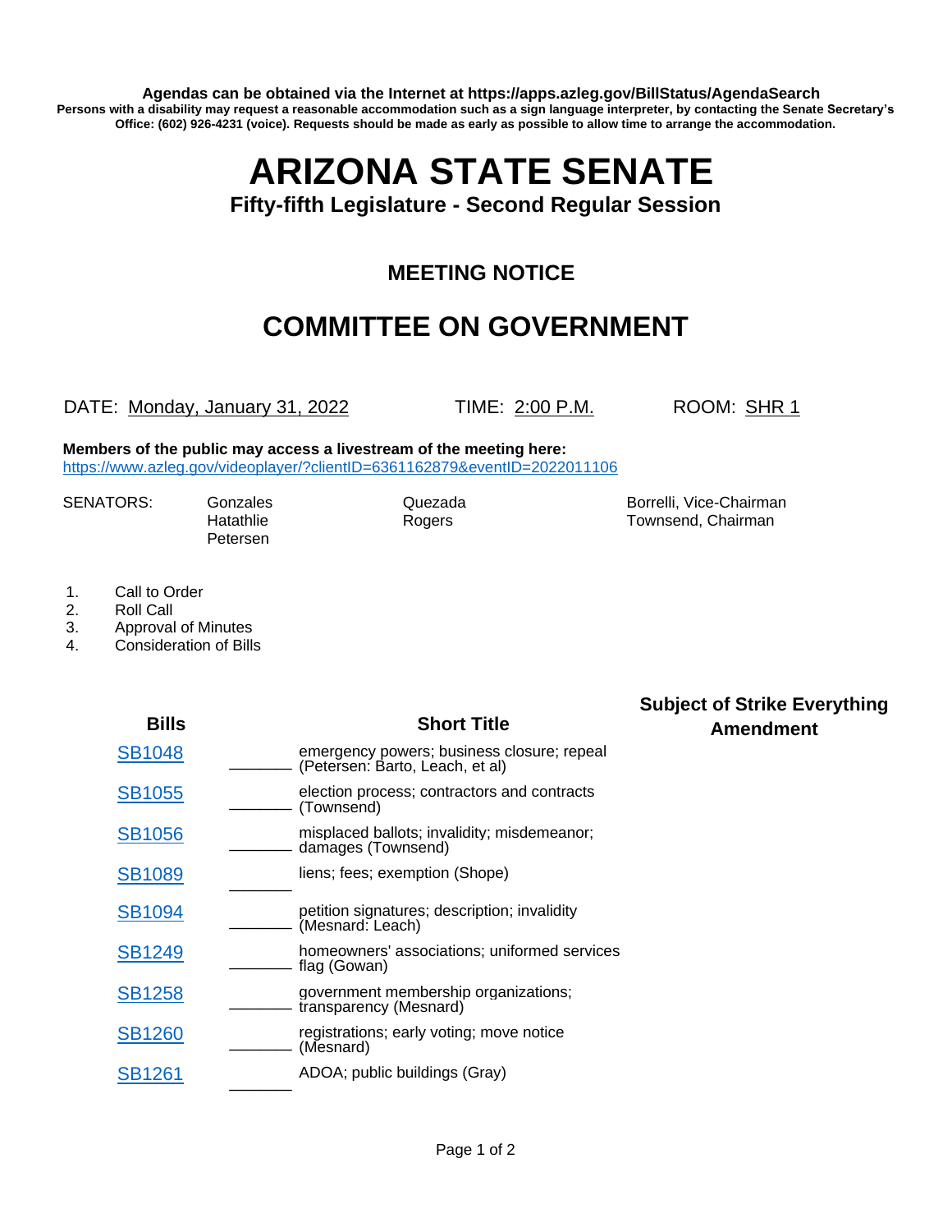**Agendas can be obtained via the Internet at https://apps.azleg.gov/BillStatus/AgendaSearch**
**Persons with a disability may request a reasonable accommodation such as a sign language interpreter, by contacting the Senate Secretary's Office: (602) 926-4231 (voice). Requests should be made as early as possible to allow time to arrange the accommodation.**

# ARIZONA STATE SENATE

### Fifty-fifth Legislature - Second Regular Session

## MEETING NOTICE

## COMMITTEE ON GOVERNMENT

DATE: Monday, January 31, 2022 TIME: 2:00 P.M. ROOM: SHR 1

**Members of the public may access a livestream of the meeting here:**
https://www.azleg.gov/videoplayer/?clientID=6361162879&eventID=2022011106

SENATORS: Gonzales, Hatathlie, Petersen, Quezada, Rogers, Borrelli, Vice-Chairman, Townsend, Chairman

1. Call to Order
2. Roll Call
3. Approval of Minutes
4. Consideration of Bills

| Bills | | Short Title | Subject of Strike Everything Amendment |
|---|---|---|---|
| SB1048 | _______ | emergency powers; business closure; repeal (Petersen: Barto, Leach, et al) | |
| SB1055 | _______ | election process; contractors and contracts (Townsend) | |
| SB1056 | _______ | misplaced ballots; invalidity; misdemeanor; damages (Townsend) | |
| SB1089 | _______ | liens; fees; exemption (Shope) | |
| SB1094 | _______ | petition signatures; description; invalidity (Mesnard: Leach) | |
| SB1249 | _______ | homeowners' associations; uniformed services flag (Gowan) | |
| SB1258 | _______ | government membership organizations; transparency (Mesnard) | |
| SB1260 | _______ | registrations; early voting; move notice (Mesnard) | |
| SB1261 | _______ | ADOA; public buildings (Gray) | |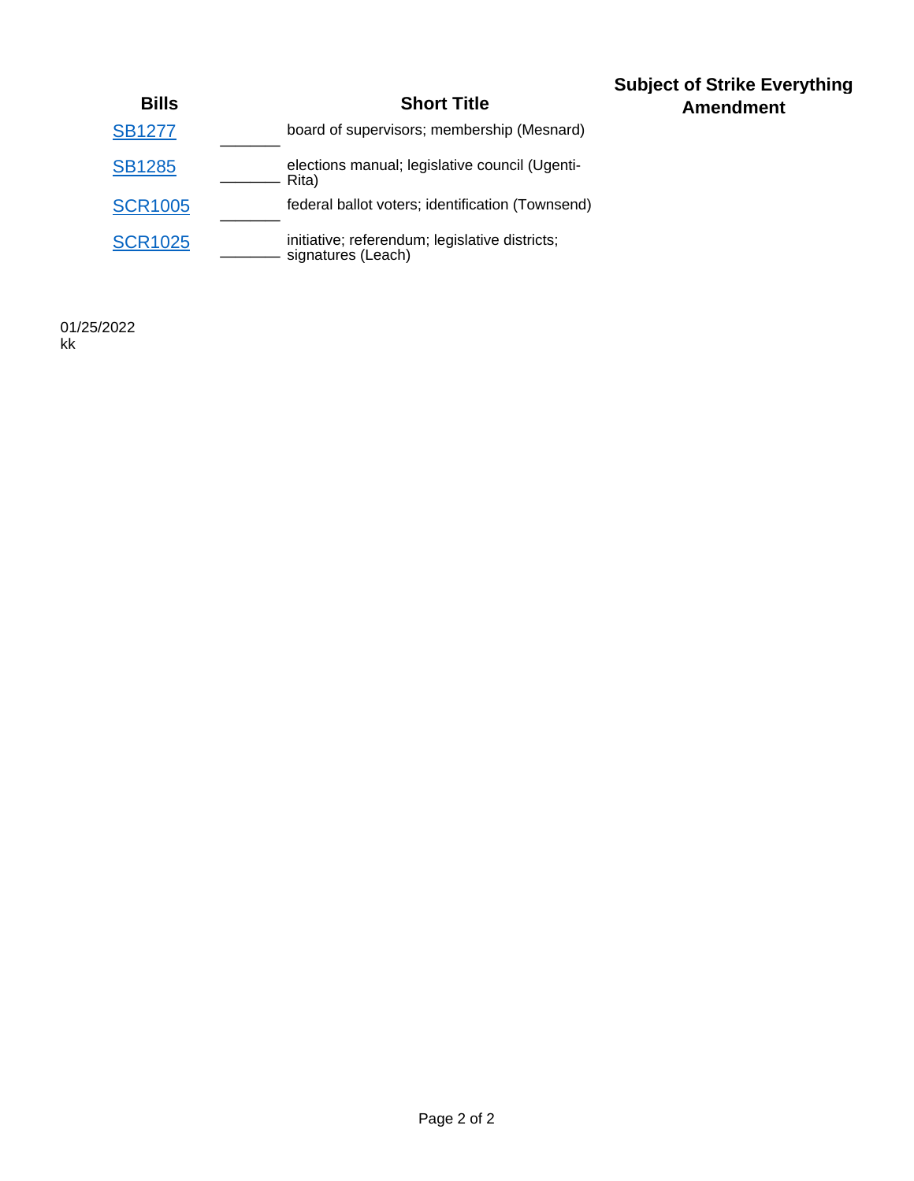| Bills | | Short Title | Subject of Strike Everything Amendment |
| --- | --- | --- | --- |
| SB1277 | ________ | board of supervisors; membership (Mesnard) | |
| SB1285 | ________ | elections manual; legislative council (Ugenti-Rita) | |
| SCR1005 | ________ | federal ballot voters; identification (Townsend) | |
| SCR1025 | ________ | initiative; referendum; legislative districts; signatures (Leach) | |

01/25/2022
kk